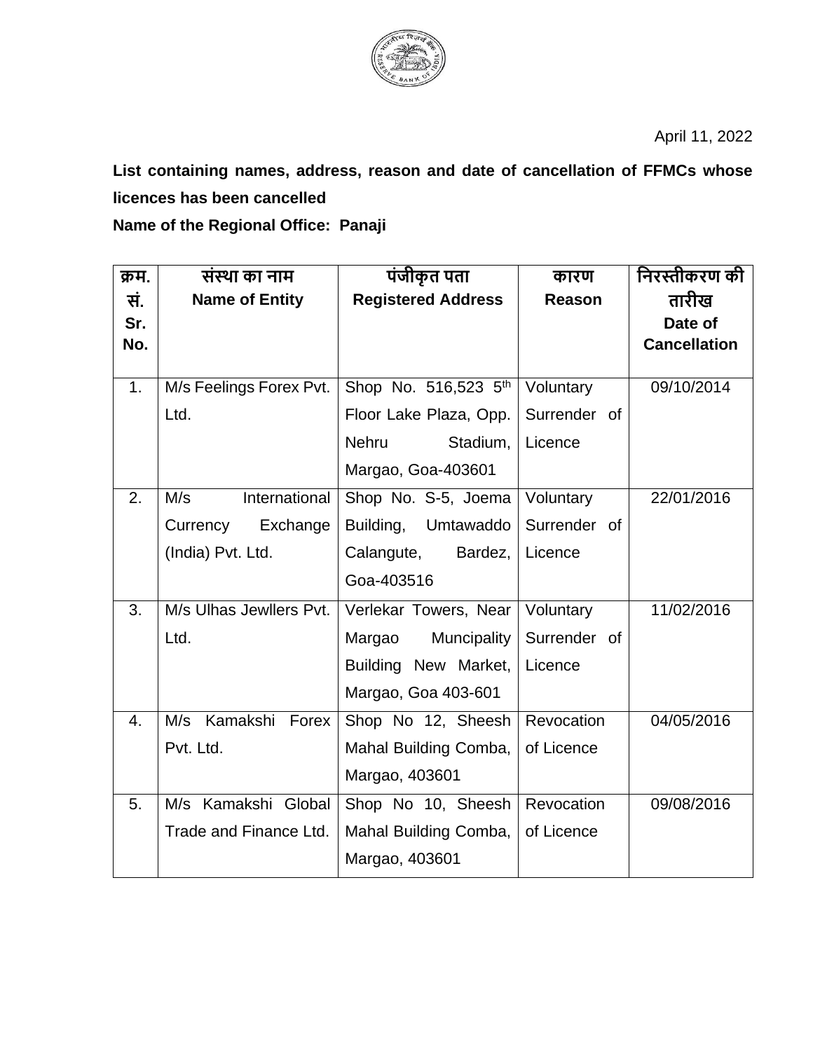April 11, 2022

**List containing names, address, reason and date of cancellation of FFMCs whose licences has been cancelled**

**Name of the Regional Office: Panaji**

| क्रम. सं. Sr. No. | संस्था का नाम Name of Entity | पंजीकृत पता Registered Address | कारण Reason | निरस्तीकरण की तारीख Date of Cancellation |
|---|---|---|---|---|
| 1. | M/s Feelings Forex Pvt. Ltd. | Shop No. 516,523 5th Floor Lake Plaza, Opp. Nehru Stadium, Margao, Goa-403601 | Voluntary Surrender of Licence | 09/10/2014 |
| 2. | M/s International Currency Exchange (India) Pvt. Ltd. | Shop No. S-5, Joema Building, Umtawaddo Calangute, Bardez, Goa-403516 | Voluntary Surrender of Licence | 22/01/2016 |
| 3. | M/s Ulhas Jewllers Pvt. Ltd. | Verlekar Towers, Near Margao Muncipality Building New Market, Margao, Goa 403-601 | Voluntary Surrender of Licence | 11/02/2016 |
| 4. | M/s Kamakshi Forex Pvt. Ltd. | Shop No 12, Sheesh Mahal Building Comba, Margao, 403601 | Revocation of Licence | 04/05/2016 |
| 5. | M/s Kamakshi Global Trade and Finance Ltd. | Shop No 10, Sheesh Mahal Building Comba, Margao, 403601 | Revocation of Licence | 09/08/2016 |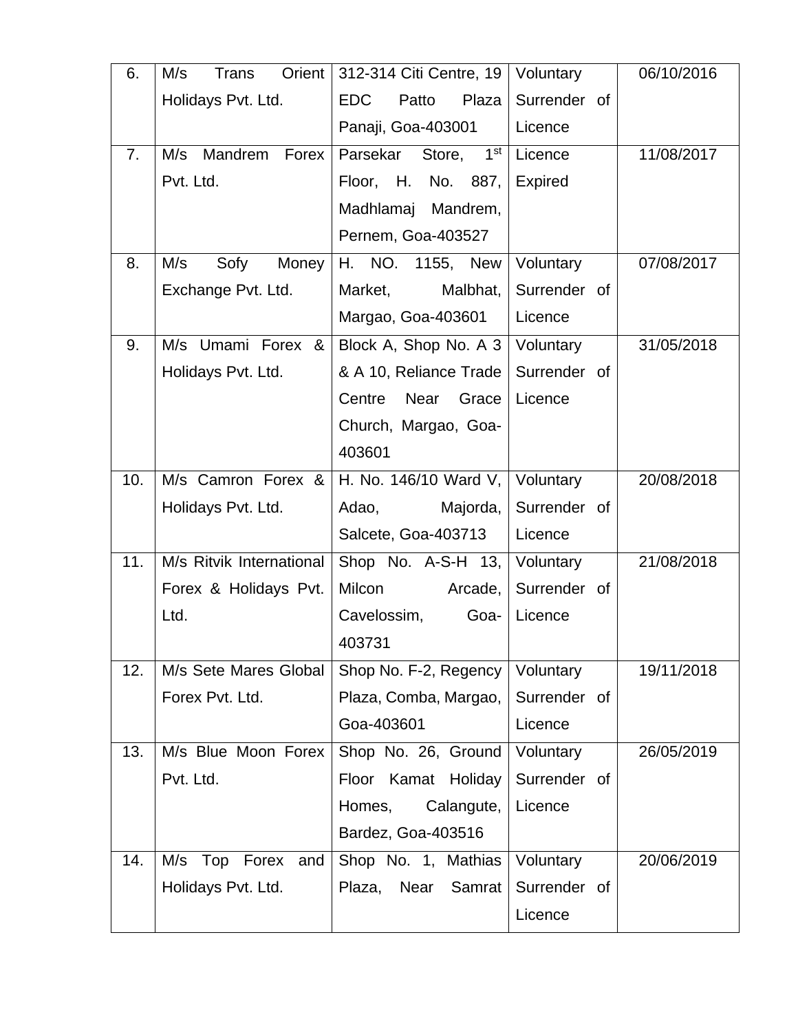| 6. | M/s Trans Orient Holidays Pvt. Ltd. | 312-314 Citi Centre, 19 EDC Patto Plaza Panaji, Goa-403001 | Voluntary Surrender of Licence | 06/10/2016 |
|---|---|---|---|---|
| 7. | M/s Mandrem Forex Pvt. Ltd. | Parsekar Store, 1st Floor, H. No. 887, Madhlamaj Mandrem, Pernem, Goa-403527 | Licence Expired | 11/08/2017 |
| 8. | M/s Sofy Money Exchange Pvt. Ltd. | H. NO. 1155, New Market, Malbhat, Margao, Goa-403601 | Voluntary Surrender of Licence | 07/08/2017 |
| 9. | M/s Umami Forex & Holidays Pvt. Ltd. | Block A, Shop No. A 3 & A 10, Reliance Trade Centre Near Grace Church, Margao, Goa-403601 | Voluntary Surrender of Licence | 31/05/2018 |
| 10. | M/s Camron Forex & Holidays Pvt. Ltd. | H. No. 146/10 Ward V, Adao, Majorda, Salcete, Goa-403713 | Voluntary Surrender of Licence | 20/08/2018 |
| 11. | M/s Ritvik International Forex & Holidays Pvt. Ltd. | Shop No. A-S-H 13, Milcon Arcade, Cavelossim, Goa-403731 | Voluntary Surrender of Licence | 21/08/2018 |
| 12. | M/s Sete Mares Global Forex Pvt. Ltd. | Shop No. F-2, Regency Plaza, Comba, Margao, Goa-403601 | Voluntary Surrender of Licence | 19/11/2018 |
| 13. | M/s Blue Moon Forex Pvt. Ltd. | Shop No. 26, Ground Floor Kamat Holiday Homes, Calangute, Bardez, Goa-403516 | Voluntary Surrender of Licence | 26/05/2019 |
| 14. | M/s Top Forex and Holidays Pvt. Ltd. | Shop No. 1, Mathias Plaza, Near Samrat | Voluntary Surrender of Licence | 20/06/2019 |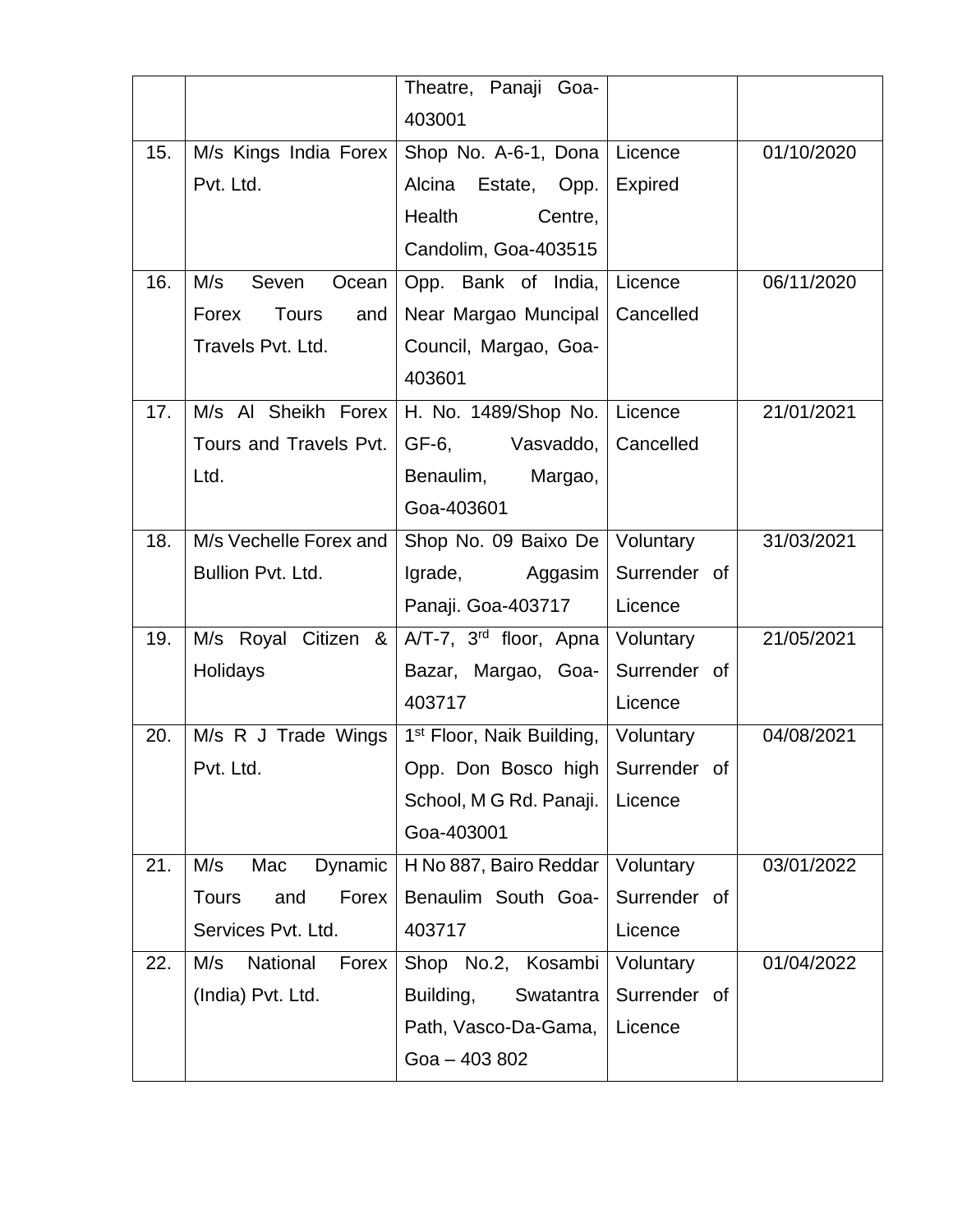| | | | | |
|---|---|---|---|---|
| | | Theatre, Panaji Goa-403001 | | |
| 15. | M/s Kings India Forex Pvt. Ltd. | Shop No. A-6-1, Dona Alcina Estate, Opp. Health Centre, Candolim, Goa-403515 | Licence Expired | 01/10/2020 |
| 16. | M/s Seven Ocean Forex Tours and Travels Pvt. Ltd. | Opp. Bank of India, Near Margao Muncipal Council, Margao, Goa-403601 | Licence Cancelled | 06/11/2020 |
| 17. | M/s Al Sheikh Forex Tours and Travels Pvt. Ltd. | H. No. 1489/Shop No. GF-6, Vasvaddo, Benaulim, Margao, Goa-403601 | Licence Cancelled | 21/01/2021 |
| 18. | M/s Vechelle Forex and Bullion Pvt. Ltd. | Shop No. 09 Baixo De Igrade, Aggasim Panaji. Goa-403717 | Voluntary Surrender of Licence | 31/03/2021 |
| 19. | M/s Royal Citizen & Holidays | A/T-7, 3rd floor, Apna Bazar, Margao, Goa-403717 | Voluntary Surrender of Licence | 21/05/2021 |
| 20. | M/s R J Trade Wings Pvt. Ltd. | 1st Floor, Naik Building, Opp. Don Bosco high School, M G Rd. Panaji. Goa-403001 | Voluntary Surrender of Licence | 04/08/2021 |
| 21. | M/s Mac Dynamic Tours and Forex Services Pvt. Ltd. | H No 887, Bairo Reddar Benaulim South Goa-403717 | Voluntary Surrender of Licence | 03/01/2022 |
| 22. | M/s National Forex (India) Pvt. Ltd. | Shop No.2, Kosambi Building, Swatantra Path, Vasco-Da-Gama, Goa – 403 802 | Voluntary Surrender of Licence | 01/04/2022 |